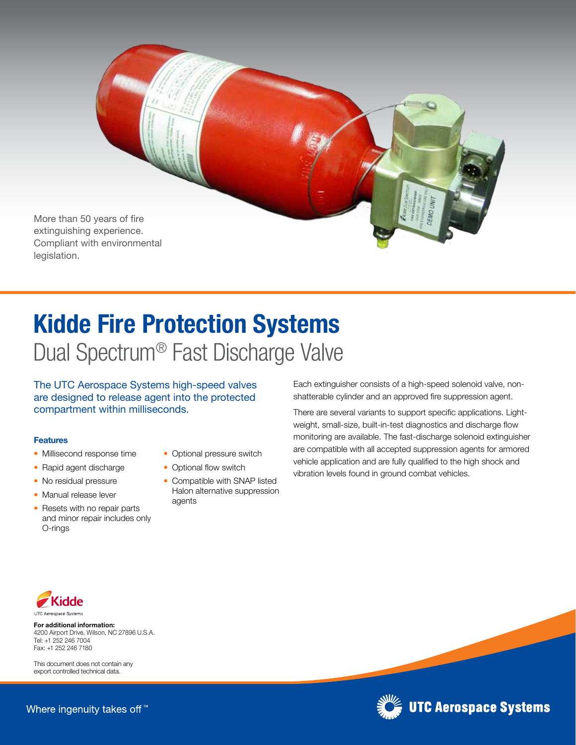More than 50 years of fire extinguishing experience. Compliant with environmental legislation.

# Kidde Fire Protection Systems

## Dual Spectrum® Fast Discharge Valve

The UTC Aerospace Systems high-speed valves are designed to release agent into the protected compartment within milliseconds.

### Features

- Millisecond response time
- Rapid agent discharge
- No residual pressure
- Manual release lever
- Resets with no repair parts and minor repair includes only O-rings
- Optional pressure switch
- Optional flow switch
- Compatible with SNAP listed Halon alternative suppression agents

Each extinguisher consists of a high-speed solenoid valve, non-shatterable cylinder and an approved fire suppression agent.

There are several variants to support specific applications. Light-weight, small-size, built-in-test diagnostics and discharge flow monitoring are available. The fast-discharge solenoid extinguisher are compatible with all accepted suppression agents for armored vehicle application and are fully qualified to the high shock and vibration levels found in ground combat vehicles.

Kidde
UTC Aerospace Systems

**For additional information:**
4200 Airport Drive, Wilson, NC 27896 U.S.A.
Tel: +1 252 246 7004
Fax: +1 252 246 7180

This document does not contain any export controlled technical data.

Where ingenuity takes off™

UTC Aerospace Systems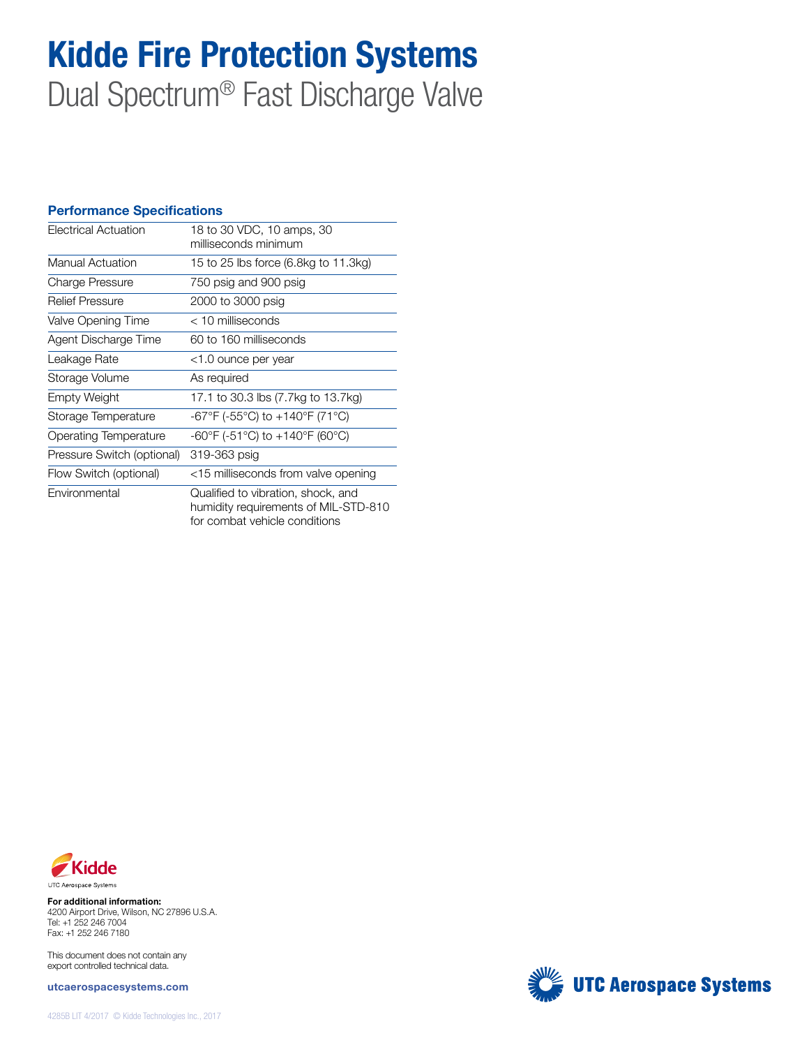# Kidde Fire Protection Systems

## Dual Spectrum® Fast Discharge Valve

### Performance Specifications

| | |
|---|---|
| Electrical Actuation | 18 to 30 VDC, 10 amps, 30 milliseconds minimum |
| Manual Actuation | 15 to 25 lbs force (6.8kg to 11.3kg) |
| Charge Pressure | 750 psig and 900 psig |
| Relief Pressure | 2000 to 3000 psig |
| Valve Opening Time | < 10 milliseconds |
| Agent Discharge Time | 60 to 160 milliseconds |
| Leakage Rate | <1.0 ounce per year |
| Storage Volume | As required |
| Empty Weight | 17.1 to 30.3 lbs (7.7kg to 13.7kg) |
| Storage Temperature | -67°F (-55°C) to +140°F (71°C) |
| Operating Temperature | -60°F (-51°C) to +140°F (60°C) |
| Pressure Switch (optional) | 319-363 psig |
| Flow Switch (optional) | <15 milliseconds from valve opening |
| Environmental | Qualified to vibration, shock, and humidity requirements of MIL-STD-810 for combat vehicle conditions |

Kidde
UTC Aerospace Systems

**For additional information:**
4200 Airport Drive, Wilson, NC 27896 U.S.A.
Tel: +1 252 246 7004
Fax: +1 252 246 7180

This document does not contain any export controlled technical data.

**utcaerospacesystems.com**

UTC Aerospace Systems

4285B LIT 4/2017 © Kidde Technologies Inc., 2017